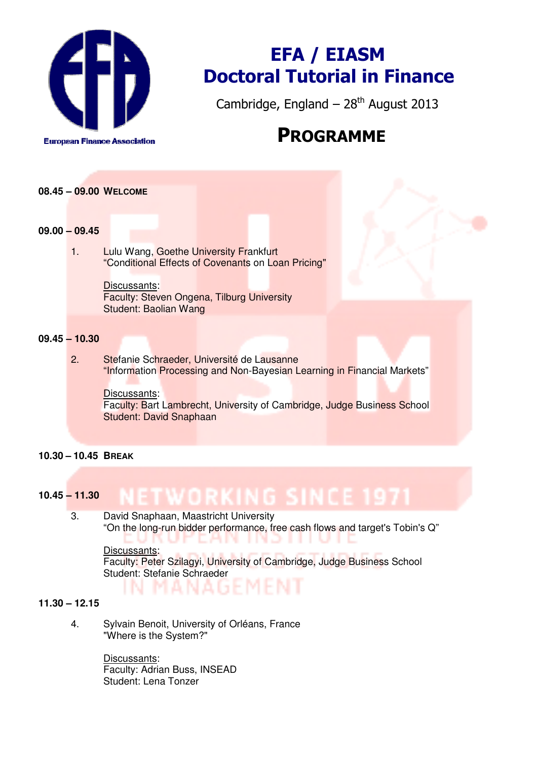European Finance Association

# EFA / EIASM
# Doctoral Tutorial in Finance

Cambridge, England – 28th August 2013

## PROGRAMME

**08.45 – 09.00 WELCOME**

**09.00 – 09.45**

1. Lulu Wang, Goethe University Frankfurt
   "Conditional Effects of Covenants on Loan Pricing"

   Discussants:
   Faculty: Steven Ongena, Tilburg University
   Student: Baolian Wang

**09.45 – 10.30**

2. Stefanie Schraeder, Université de Lausanne
   "Information Processing and Non-Bayesian Learning in Financial Markets"

   Discussants:
   Faculty: Bart Lambrecht, University of Cambridge, Judge Business School
   Student: David Snaphaan

**10.30 – 10.45 BREAK**

**10.45 – 11.30**

3. David Snaphaan, Maastricht University
   "On the long-run bidder performance, free cash flows and target's Tobin's Q"

   Discussants:
   Faculty: Peter Szilagyi, University of Cambridge, Judge Business School
   Student: Stefanie Schraeder

**11.30 – 12.15**

4. Sylvain Benoit, University of Orléans, France
   "Where is the System?"

   Discussants:
   Faculty: Adrian Buss, INSEAD
   Student: Lena Tonzer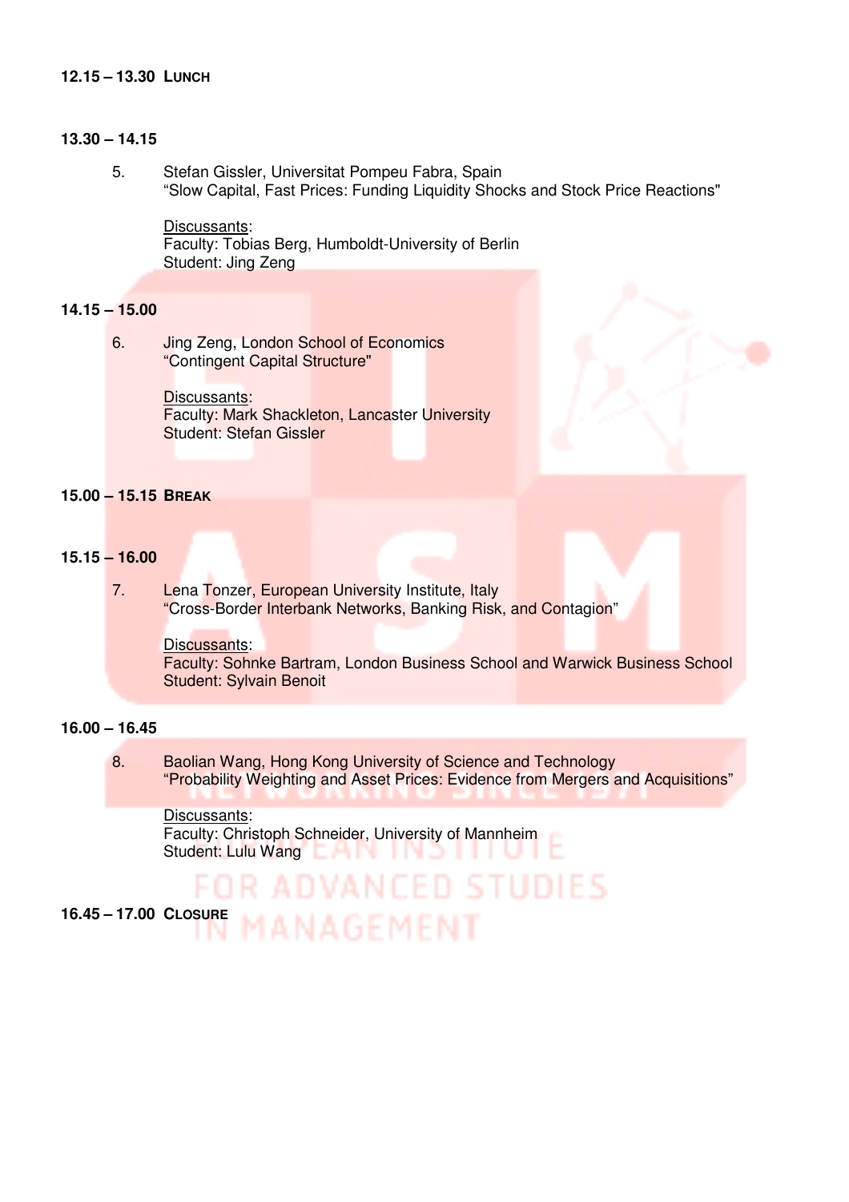**12.15 – 13.30 LUNCH**

**13.30 – 14.15**

5. Stefan Gissler, Universitat Pompeu Fabra, Spain
   "Slow Capital, Fast Prices: Funding Liquidity Shocks and Stock Price Reactions"

   Discussants:
   Faculty: Tobias Berg, Humboldt-University of Berlin
   Student: Jing Zeng

**14.15 – 15.00**

6. Jing Zeng, London School of Economics
   "Contingent Capital Structure"

   Discussants:
   Faculty: Mark Shackleton, Lancaster University
   Student: Stefan Gissler

**15.00 – 15.15 BREAK**

**15.15 – 16.00**

7. Lena Tonzer, European University Institute, Italy
   "Cross-Border Interbank Networks, Banking Risk, and Contagion"

   Discussants:
   Faculty: Sohnke Bartram, London Business School and Warwick Business School
   Student: Sylvain Benoit

**16.00 – 16.45**

8. Baolian Wang, Hong Kong University of Science and Technology
   "Probability Weighting and Asset Prices: Evidence from Mergers and Acquisitions"

   Discussants:
   Faculty: Christoph Schneider, University of Mannheim
   Student: Lulu Wang

**16.45 – 17.00 CLOSURE**